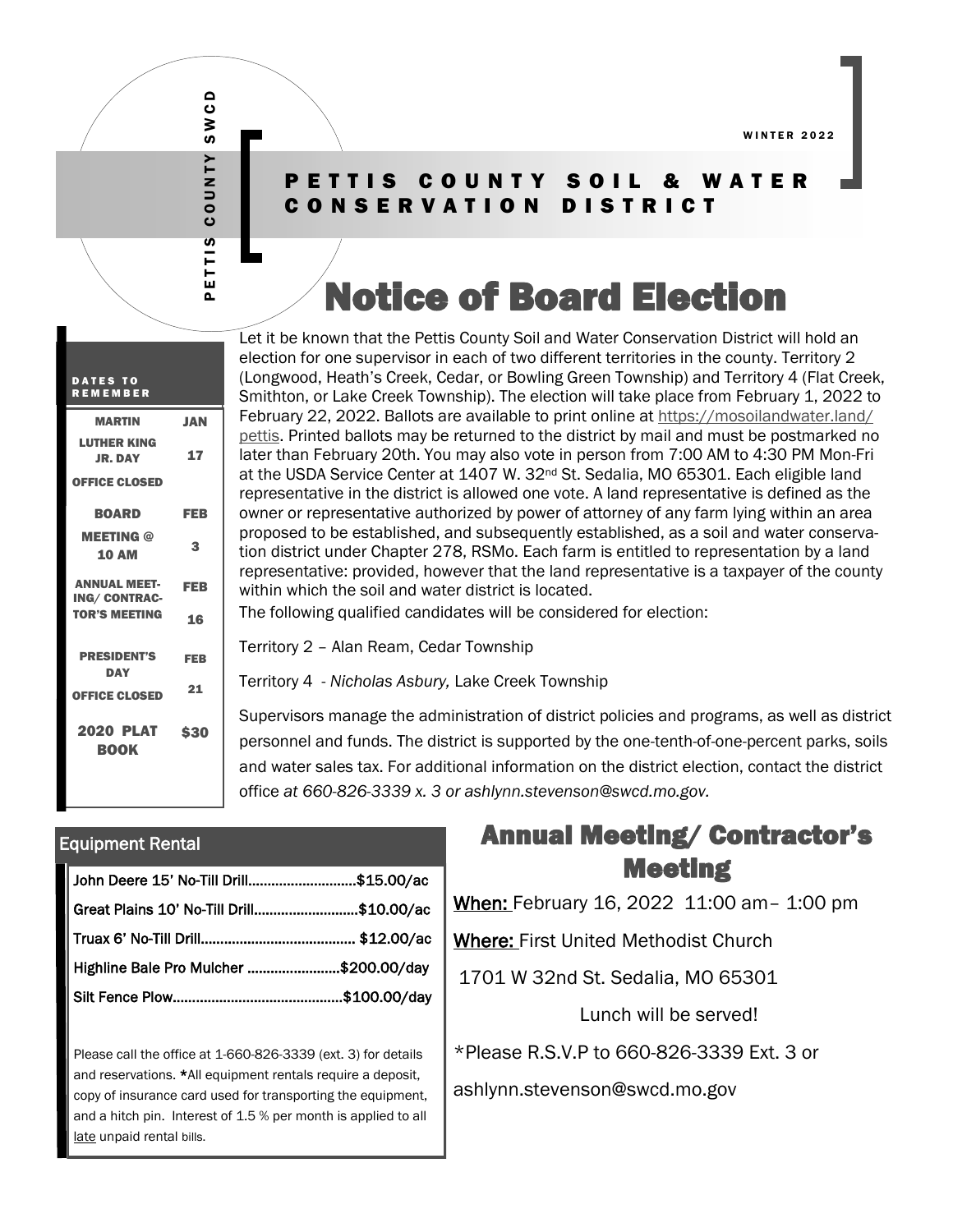WINTER 2022

PETTIS COUNTY SWCD

# PETTIS COUNTY SOIL & WATER CONSERVATION DISTRICT

## Notice of Board Election

Let it be known that the Pettis County Soil and Water Conservation District will hold an election for one supervisor in each of two different territories in the county. Territory 2 (Longwood, Heath's Creek, Cedar, or Bowling Green Township) and Territory 4 (Flat Creek, Smithton, or Lake Creek Township). The election will take place from February 1, 2022 to February 22, 2022. Ballots are available to print online at https://mosoilandwater.land/pettis. Printed ballots may be returned to the district by mail and must be postmarked no later than February 20th. You may also vote in person from 7:00 AM to 4:30 PM Mon-Fri at the USDA Service Center at 1407 W. 32nd St. Sedalia, MO 65301. Each eligible land representative in the district is allowed one vote. A land representative is defined as the owner or representative authorized by power of attorney of any farm lying within an area proposed to be established, and subsequently established, as a soil and water conservation district under Chapter 278, RSMo. Each farm is entitled to representation by a land representative: provided, however that the land representative is a taxpayer of the county within which the soil and water district is located.

The following qualified candidates will be considered for election:

Territory 2 – Alan Ream, Cedar Township

Territory 4 - *Nicholas Asbury,* Lake Creek Township

Supervisors manage the administration of district policies and programs, as well as district personnel and funds. The district is supported by the one-tenth-of-one-percent parks, soils and water sales tax. For additional information on the district election, contact the district office *at 660-826-3339 x. 3 or ashlynn.stevenson@swcd.mo.gov.*

### DATES TO REMEMBER

| | |
|---|---|
| MARTIN LUTHER KING JR. DAY OFFICE CLOSED | JAN 17 |
| BOARD MEETING @ 10 AM | FEB 3 |
| ANNUAL MEETING/ CONTRACTOR'S MEETING | FEB 16 |
| PRESIDENT'S DAY OFFICE CLOSED | FEB 21 |
| 2020 PLAT BOOK | $30 |

### Equipment Rental

| Equipment | Rate |
|---|---|
| John Deere 15' No-Till Drill | $15.00/ac |
| Great Plains 10' No-Till Drill | $10.00/ac |
| Truax 6' No-Till Drill | $12.00/ac |
| Highline Bale Pro Mulcher | $200.00/day |
| Silt Fence Plow | $100.00/day |

Please call the office at 1-660-826-3339 (ext. 3) for details and reservations. *All equipment rentals require a deposit, copy of insurance card used for transporting the equipment, and a hitch pin. Interest of 1.5 % per month is applied to all late unpaid rental bills.

## Annual Meeting/ Contractor's Meeting

**When:** February 16, 2022 11:00 am– 1:00 pm

**Where:** First United Methodist Church

1701 W 32nd St. Sedalia, MO 65301

Lunch will be served!

*Please R.S.V.P to 660-826-3339 Ext. 3 or ashlynn.stevenson@swcd.mo.gov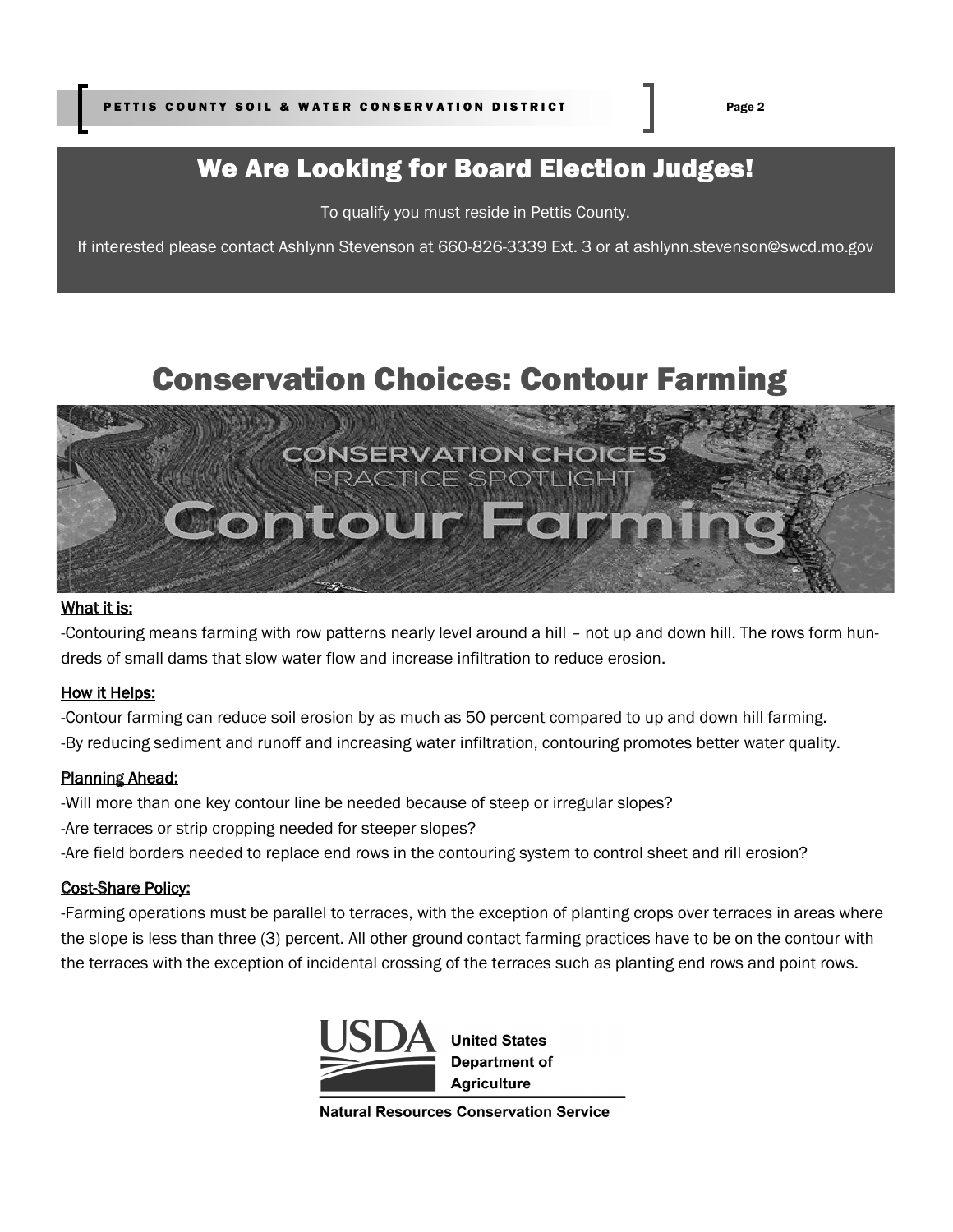## We Are Looking for Board Election Judges!

To qualify you must reside in Pettis County.

If interested please contact Ashlynn Stevenson at 660-826-3339 Ext. 3 or at ashlynn.stevenson@swcd.mo.gov

# Conservation Choices: Contour Farming

__What it is:__

-Contouring means farming with row patterns nearly level around a hill – not up and down hill. The rows form hundreds of small dams that slow water flow and increase infiltration to reduce erosion.

__How it Helps:__

-Contour farming can reduce soil erosion by as much as 50 percent compared to up and down hill farming.

-By reducing sediment and runoff and increasing water infiltration, contouring promotes better water quality.

__Planning Ahead:__

-Will more than one key contour line be needed because of steep or irregular slopes?

-Are terraces or strip cropping needed for steeper slopes?

-Are field borders needed to replace end rows in the contouring system to control sheet and rill erosion?

__Cost-Share Policy:__

-Farming operations must be parallel to terraces, with the exception of planting crops over terraces in areas where the slope is less than three (3) percent. All other ground contact farming practices have to be on the contour with the terraces with the exception of incidental crossing of the terraces such as planting end rows and point rows.

USDA United States Department of Agriculture

Natural Resources Conservation Service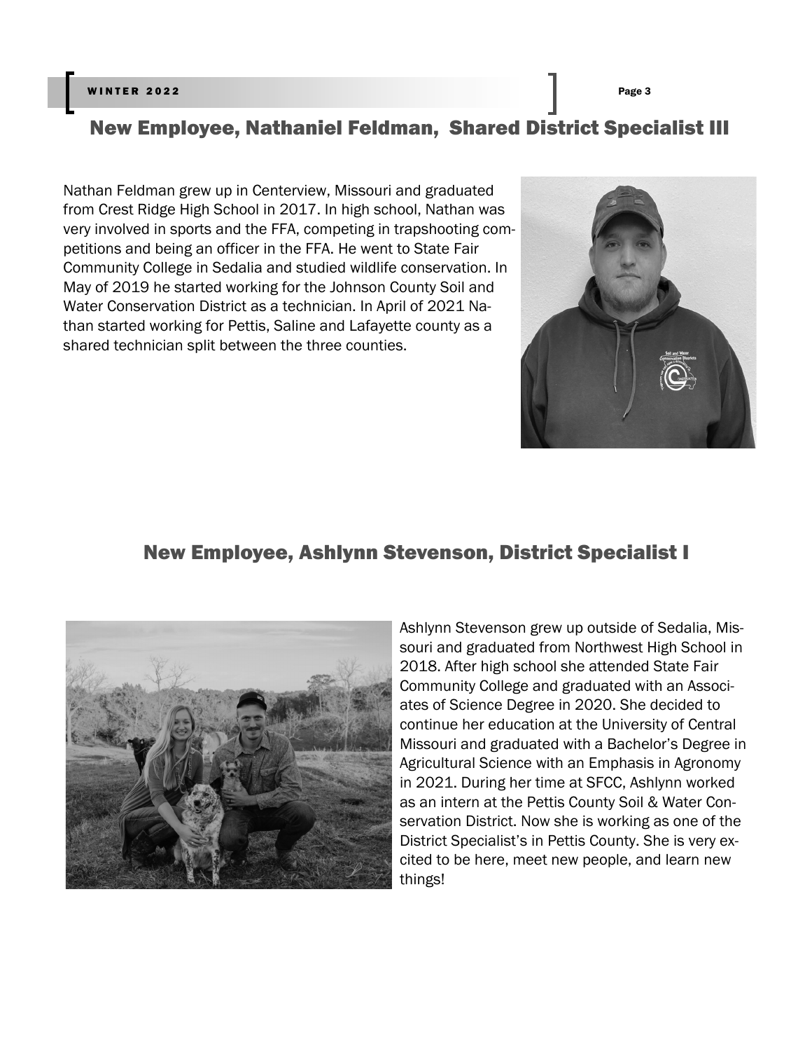## New Employee, Nathaniel Feldman, Shared District Specialist III

Nathan Feldman grew up in Centerview, Missouri and graduated from Crest Ridge High School in 2017. In high school, Nathan was very involved in sports and the FFA, competing in trapshooting competitions and being an officer in the FFA. He went to State Fair Community College in Sedalia and studied wildlife conservation. In May of 2019 he started working for the Johnson County Soil and Water Conservation District as a technician. In April of 2021 Nathan started working for Pettis, Saline and Lafayette county as a shared technician split between the three counties.

## New Employee, Ashlynn Stevenson, District Specialist I

Ashlynn Stevenson grew up outside of Sedalia, Missouri and graduated from Northwest High School in 2018. After high school she attended State Fair Community College and graduated with an Associates of Science Degree in 2020. She decided to continue her education at the University of Central Missouri and graduated with a Bachelor's Degree in Agricultural Science with an Emphasis in Agronomy in 2021. During her time at SFCC, Ashlynn worked as an intern at the Pettis County Soil & Water Conservation District. Now she is working as one of the District Specialist's in Pettis County. She is very excited to be here, meet new people, and learn new things!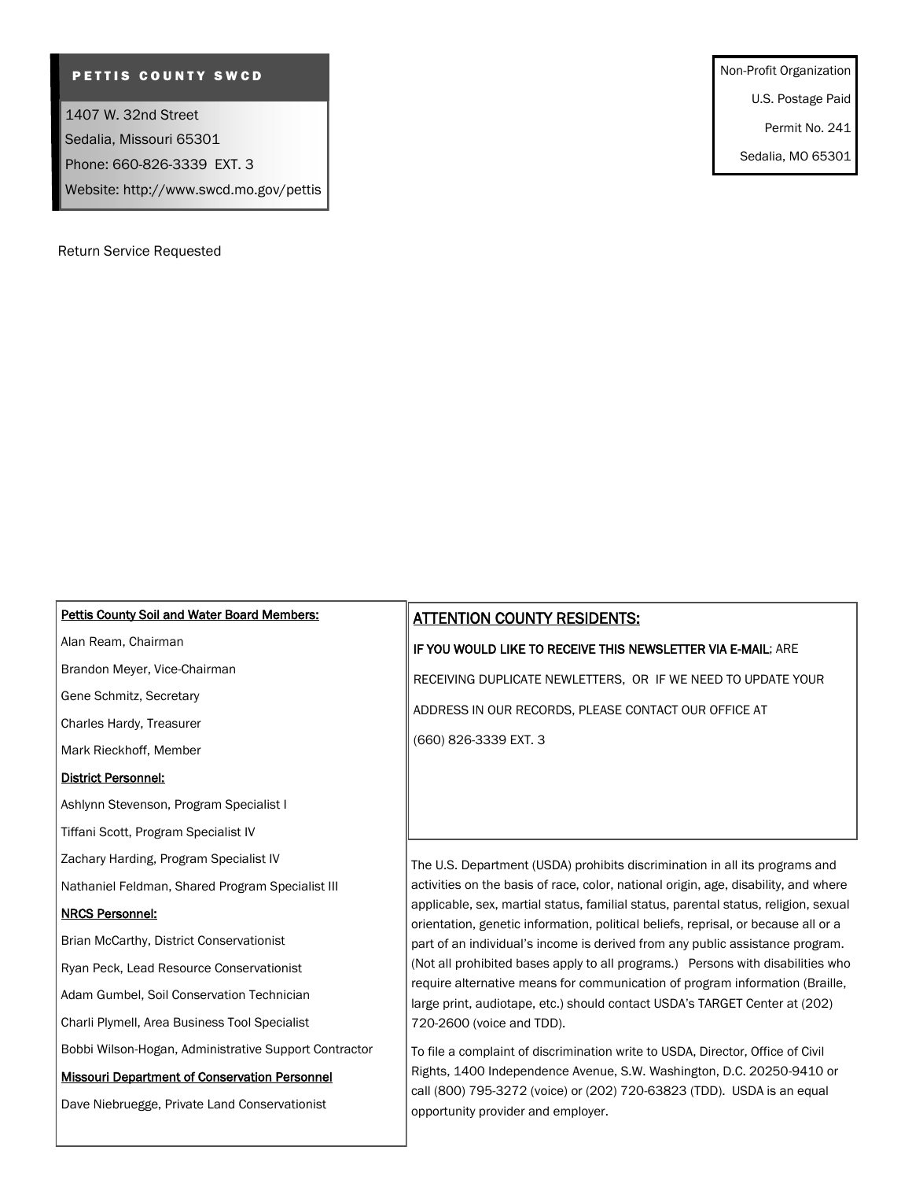**PETTIS COUNTY SWCD**

1407 W. 32nd Street
Sedalia, Missouri 65301
Phone: 660-826-3339 EXT. 3
Website: http://www.swcd.mo.gov/pettis

Non-Profit Organization
U.S. Postage Paid
Permit No. 241
Sedalia, MO 65301

Return Service Requested

**Pettis County Soil and Water Board Members:**

Alan Ream, Chairman

Brandon Meyer, Vice-Chairman

Gene Schmitz, Secretary

Charles Hardy, Treasurer

Mark Rieckhoff, Member

**District Personnel:**

Ashlynn Stevenson, Program Specialist I

Tiffani Scott, Program Specialist IV

Zachary Harding, Program Specialist IV

Nathaniel Feldman, Shared Program Specialist III

**NRCS Personnel:**

Brian McCarthy, District Conservationist

Ryan Peck, Lead Resource Conservationist

Adam Gumbel, Soil Conservation Technician

Charli Plymell, Area Business Tool Specialist

Bobbi Wilson-Hogan, Administrative Support Contractor

**Missouri Department of Conservation Personnel**

Dave Niebruegge, Private Land Conservationist

## ATTENTION COUNTY RESIDENTS:

IF YOU WOULD LIKE TO RECEIVE THIS NEWSLETTER VIA E-MAIL; ARE RECEIVING DUPLICATE NEWLETTERS, OR IF WE NEED TO UPDATE YOUR ADDRESS IN OUR RECORDS, PLEASE CONTACT OUR OFFICE AT (660) 826-3339 EXT. 3

The U.S. Department (USDA) prohibits discrimination in all its programs and activities on the basis of race, color, national origin, age, disability, and where applicable, sex, martial status, familial status, parental status, religion, sexual orientation, genetic information, political beliefs, reprisal, or because all or a part of an individual's income is derived from any public assistance program. (Not all prohibited bases apply to all programs.) Persons with disabilities who require alternative means for communication of program information (Braille, large print, audiotape, etc.) should contact USDA's TARGET Center at (202) 720-2600 (voice and TDD).

To file a complaint of discrimination write to USDA, Director, Office of Civil Rights, 1400 Independence Avenue, S.W. Washington, D.C. 20250-9410 or call (800) 795-3272 (voice) or (202) 720-63823 (TDD). USDA is an equal opportunity provider and employer.